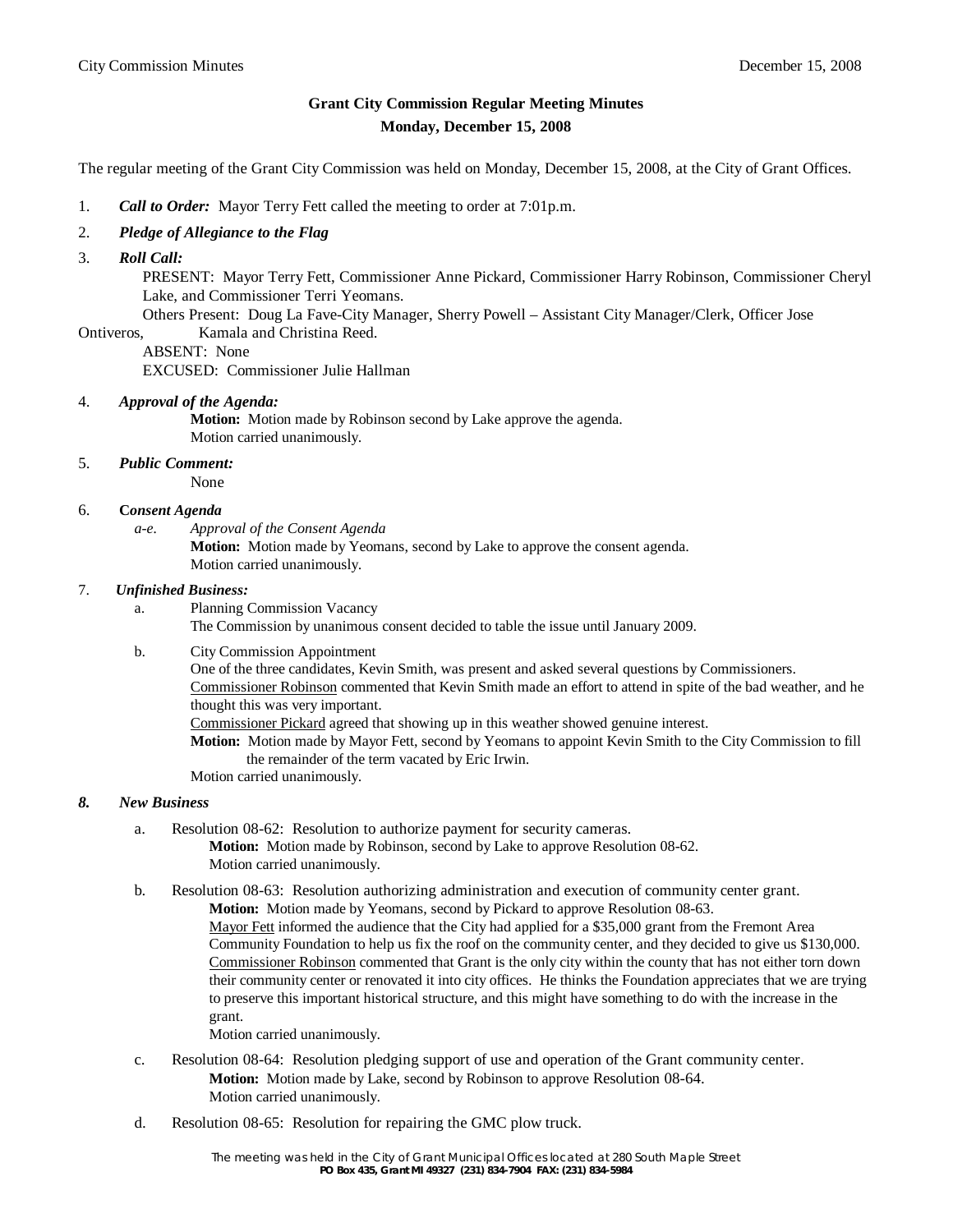**Grant City Commission Regular Meeting Minutes**
**Monday, December 15, 2008**

The regular meeting of the Grant City Commission was held on Monday, December 15, 2008, at the City of Grant Offices.

1. ***Call to Order:*** Mayor Terry Fett called the meeting to order at 7:01p.m.

2. ***Pledge of Allegiance to the Flag***

3. ***Roll Call:***

   PRESENT: Mayor Terry Fett, Commissioner Anne Pickard, Commissioner Harry Robinson, Commissioner Cheryl Lake, and Commissioner Terri Yeomans.

   Others Present: Doug La Fave-City Manager, Sherry Powell – Assistant City Manager/Clerk, Officer Jose Ontiveros, Kamala and Christina Reed.

   ABSENT: None

   EXCUSED: Commissioner Julie Hallman

4. ***Approval of the Agenda:***

   **Motion:** Motion made by Robinson second by Lake approve the agenda.
   Motion carried unanimously.

5. ***Public Comment:***

   None

6. **C*onsent Agenda***

   *a-e. Approval of the Consent Agenda*

   **Motion:** Motion made by Yeomans, second by Lake to approve the consent agenda.
   Motion carried unanimously.

7. ***Unfinished Business:***

   a. Planning Commission Vacancy
      The Commission by unanimous consent decided to table the issue until January 2009.

   b. City Commission Appointment
      One of the three candidates, Kevin Smith, was present and asked several questions by Commissioners.
      Commissioner Robinson commented that Kevin Smith made an effort to attend in spite of the bad weather, and he thought this was very important.
      Commissioner Pickard agreed that showing up in this weather showed genuine interest.
      **Motion:** Motion made by Mayor Fett, second by Yeomans to appoint Kevin Smith to the City Commission to fill the remainder of the term vacated by Eric Irwin.
      Motion carried unanimously.

8. ***New Business***

   a. Resolution 08-62: Resolution to authorize payment for security cameras.
      **Motion:** Motion made by Robinson, second by Lake to approve Resolution 08-62.
      Motion carried unanimously.

   b. Resolution 08-63: Resolution authorizing administration and execution of community center grant.
      **Motion:** Motion made by Yeomans, second by Pickard to approve Resolution 08-63.
      Mayor Fett informed the audience that the City had applied for a $35,000 grant from the Fremont Area Community Foundation to help us fix the roof on the community center, and they decided to give us $130,000.
      Commissioner Robinson commented that Grant is the only city within the county that has not either torn down their community center or renovated it into city offices. He thinks the Foundation appreciates that we are trying to preserve this important historical structure, and this might have something to do with the increase in the grant.
      Motion carried unanimously.

   c. Resolution 08-64: Resolution pledging support of use and operation of the Grant community center.
      **Motion:** Motion made by Lake, second by Robinson to approve Resolution 08-64.
      Motion carried unanimously.

   d. Resolution 08-65: Resolution for repairing the GMC plow truck.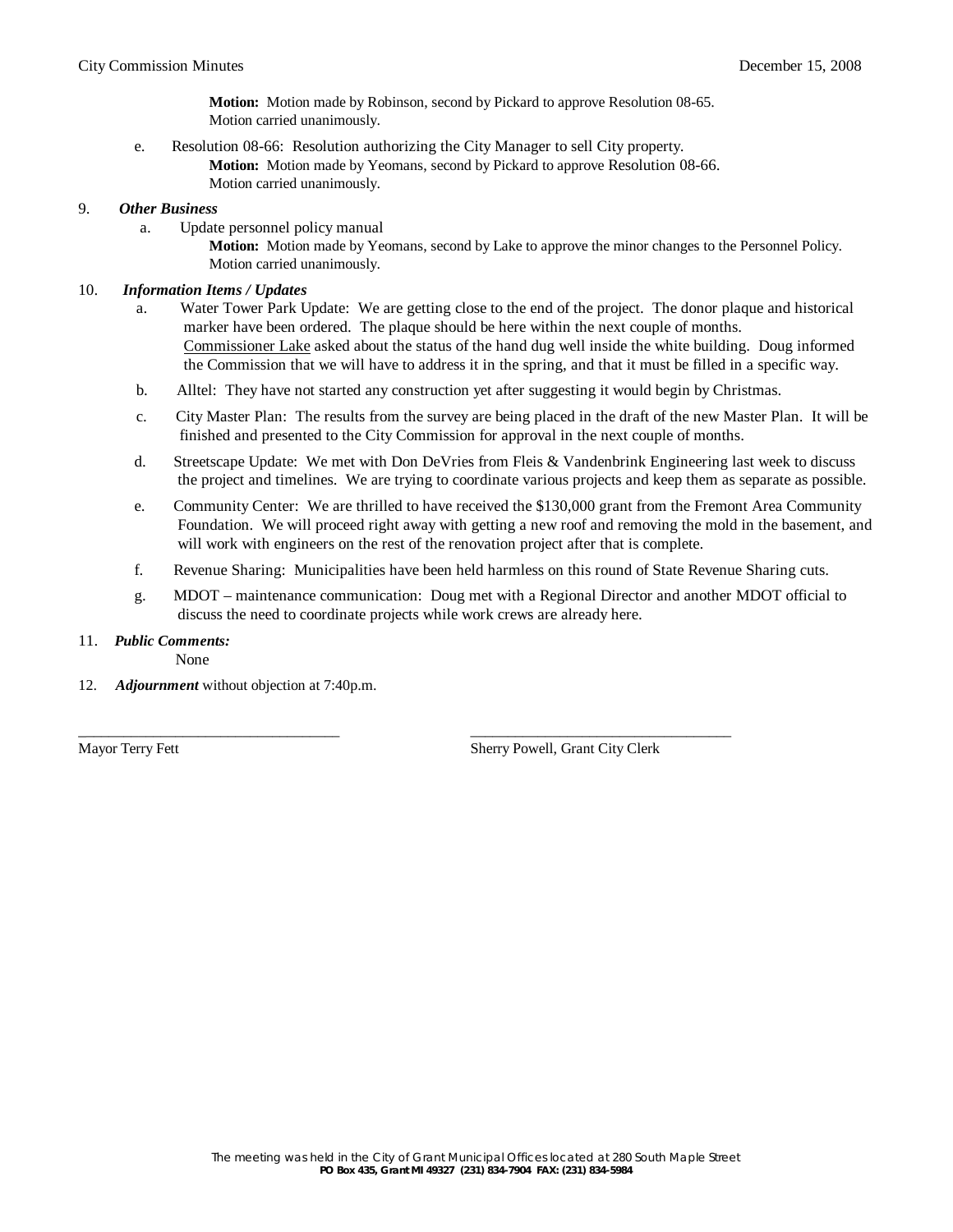**Motion:** Motion made by Robinson, second by Pickard to approve Resolution 08-65. Motion carried unanimously.

e. Resolution 08-66: Resolution authorizing the City Manager to sell City property.
   **Motion:** Motion made by Yeomans, second by Pickard to approve Resolution 08-66. Motion carried unanimously.

9. ***Other Business***
   a. Update personnel policy manual
      **Motion:** Motion made by Yeomans, second by Lake to approve the minor changes to the Personnel Policy. Motion carried unanimously.

10. ***Information Items / Updates***
   a. Water Tower Park Update: We are getting close to the end of the project. The donor plaque and historical marker have been ordered. The plaque should be here within the next couple of months. Commissioner Lake asked about the status of the hand dug well inside the white building. Doug informed the Commission that we will have to address it in the spring, and that it must be filled in a specific way.
   b. Alltel: They have not started any construction yet after suggesting it would begin by Christmas.
   c. City Master Plan: The results from the survey are being placed in the draft of the new Master Plan. It will be finished and presented to the City Commission for approval in the next couple of months.
   d. Streetscape Update: We met with Don DeVries from Fleis & Vandenbrink Engineering last week to discuss the project and timelines. We are trying to coordinate various projects and keep them as separate as possible.
   e. Community Center: We are thrilled to have received the $130,000 grant from the Fremont Area Community Foundation. We will proceed right away with getting a new roof and removing the mold in the basement, and will work with engineers on the rest of the renovation project after that is complete.
   f. Revenue Sharing: Municipalities have been held harmless on this round of State Revenue Sharing cuts.
   g. MDOT – maintenance communication: Doug met with a Regional Director and another MDOT official to discuss the need to coordinate projects while work crews are already here.

11. ***Public Comments:***
   None

12. ***Adjournment*** without objection at 7:40p.m.

___________________________________
Mayor Terry Fett

___________________________________
Sherry Powell, Grant City Clerk

The meeting was held in the City of Grant Municipal Offices located at 280 South Maple Street
**PO Box 435, Grant MI 49327 (231) 834-7904 FAX: (231) 834-5984**